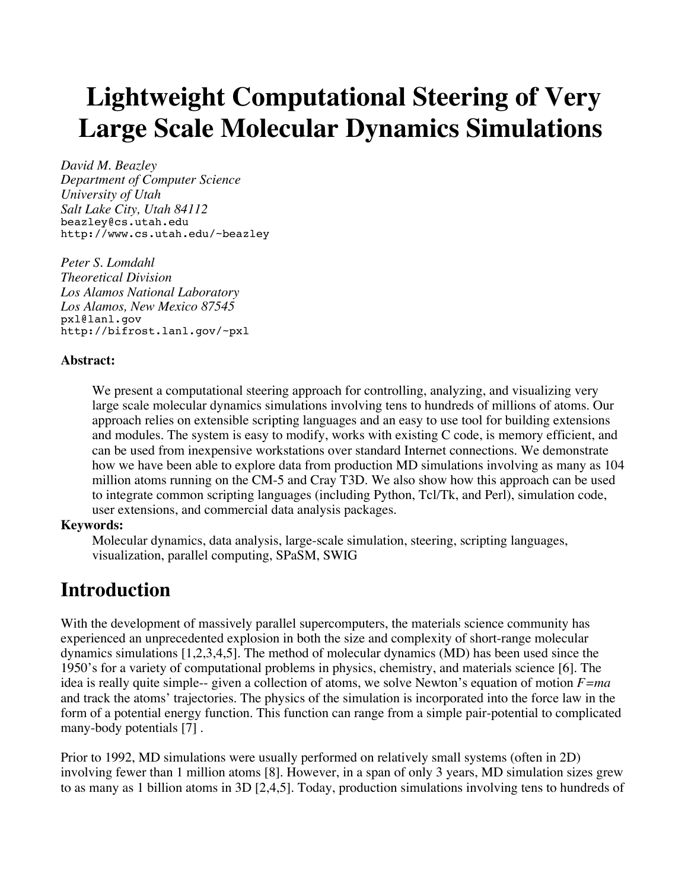# Lightweight Computational Steering of Very Large Scale Molecular Dynamics Simulations

*David M. Beazley*
*Department of Computer Science*
*University of Utah*
*Salt Lake City, Utah 84112*
beazley@cs.utah.edu
http://www.cs.utah.edu/~beazley

*Peter S. Lomdahl*
*Theoretical Division*
*Los Alamos National Laboratory*
*Los Alamos, New Mexico 87545*
pxl@lanl.gov
http://bifrost.lanl.gov/~pxl

**Abstract:**

> We present a computational steering approach for controlling, analyzing, and visualizing very large scale molecular dynamics simulations involving tens to hundreds of millions of atoms. Our approach relies on extensible scripting languages and an easy to use tool for building extensions and modules. The system is easy to modify, works with existing C code, is memory efficient, and can be used from inexpensive workstations over standard Internet connections. We demonstrate how we have been able to explore data from production MD simulations involving as many as 104 million atoms running on the CM-5 and Cray T3D. We also show how this approach can be used to integrate common scripting languages (including Python, Tcl/Tk, and Perl), simulation code, user extensions, and commercial data analysis packages.

**Keywords:**

> Molecular dynamics, data analysis, large-scale simulation, steering, scripting languages, visualization, parallel computing, SPaSM, SWIG

## Introduction

With the development of massively parallel supercomputers, the materials science community has experienced an unprecedented explosion in both the size and complexity of short-range molecular dynamics simulations [1,2,3,4,5]. The method of molecular dynamics (MD) has been used since the 1950's for a variety of computational problems in physics, chemistry, and materials science [6]. The idea is really quite simple-- given a collection of atoms, we solve Newton's equation of motion $F=ma$ and track the atoms' trajectories. The physics of the simulation is incorporated into the force law in the form of a potential energy function. This function can range from a simple pair-potential to complicated many-body potentials [7] .

Prior to 1992, MD simulations were usually performed on relatively small systems (often in 2D) involving fewer than 1 million atoms [8]. However, in a span of only 3 years, MD simulation sizes grew to as many as 1 billion atoms in 3D [2,4,5]. Today, production simulations involving tens to hundreds of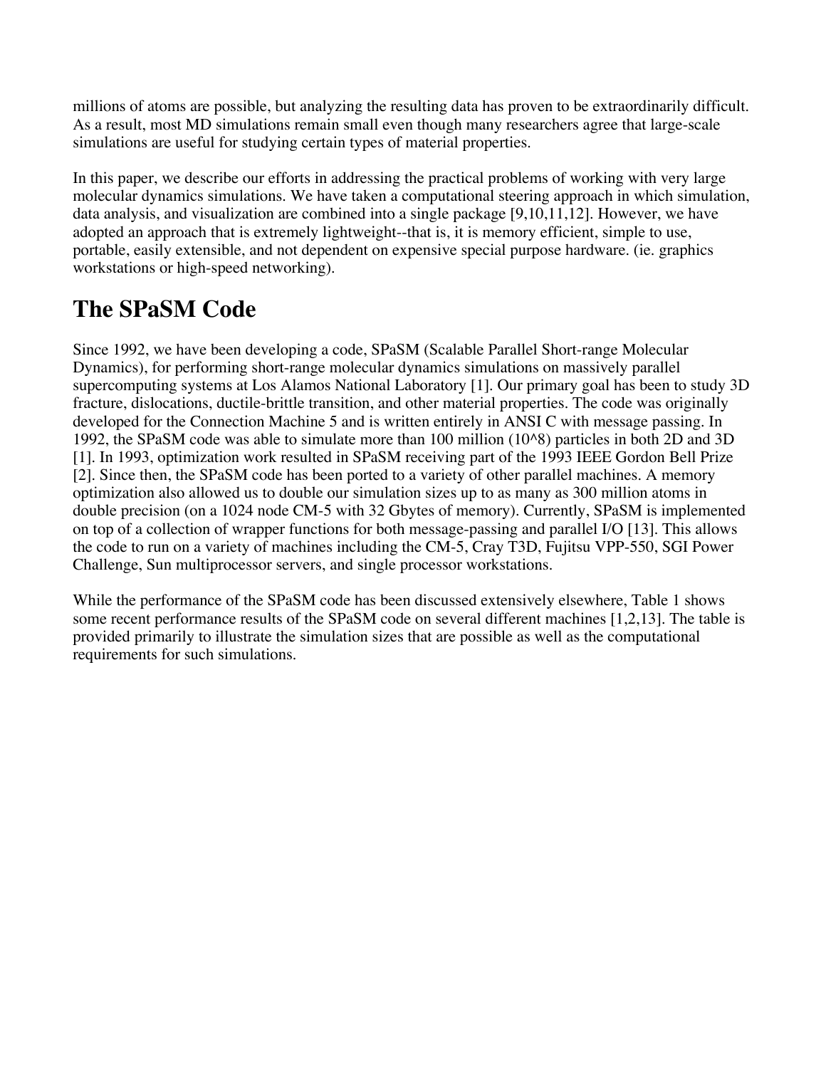millions of atoms are possible, but analyzing the resulting data has proven to be extraordinarily difficult. As a result, most MD simulations remain small even though many researchers agree that large-scale simulations are useful for studying certain types of material properties.

In this paper, we describe our efforts in addressing the practical problems of working with very large molecular dynamics simulations. We have taken a computational steering approach in which simulation, data analysis, and visualization are combined into a single package [9,10,11,12]. However, we have adopted an approach that is extremely lightweight--that is, it is memory efficient, simple to use, portable, easily extensible, and not dependent on expensive special purpose hardware. (ie. graphics workstations or high-speed networking).

# The SPaSM Code

Since 1992, we have been developing a code, SPaSM (Scalable Parallel Short-range Molecular Dynamics), for performing short-range molecular dynamics simulations on massively parallel supercomputing systems at Los Alamos National Laboratory [1]. Our primary goal has been to study 3D fracture, dislocations, ductile-brittle transition, and other material properties. The code was originally developed for the Connection Machine 5 and is written entirely in ANSI C with message passing. In 1992, the SPaSM code was able to simulate more than 100 million (10^8) particles in both 2D and 3D [1]. In 1993, optimization work resulted in SPaSM receiving part of the 1993 IEEE Gordon Bell Prize [2]. Since then, the SPaSM code has been ported to a variety of other parallel machines. A memory optimization also allowed us to double our simulation sizes up to as many as 300 million atoms in double precision (on a 1024 node CM-5 with 32 Gbytes of memory). Currently, SPaSM is implemented on top of a collection of wrapper functions for both message-passing and parallel I/O [13]. This allows the code to run on a variety of machines including the CM-5, Cray T3D, Fujitsu VPP-550, SGI Power Challenge, Sun multiprocessor servers, and single processor workstations.

While the performance of the SPaSM code has been discussed extensively elsewhere, Table 1 shows some recent performance results of the SPaSM code on several different machines [1,2,13]. The table is provided primarily to illustrate the simulation sizes that are possible as well as the computational requirements for such simulations.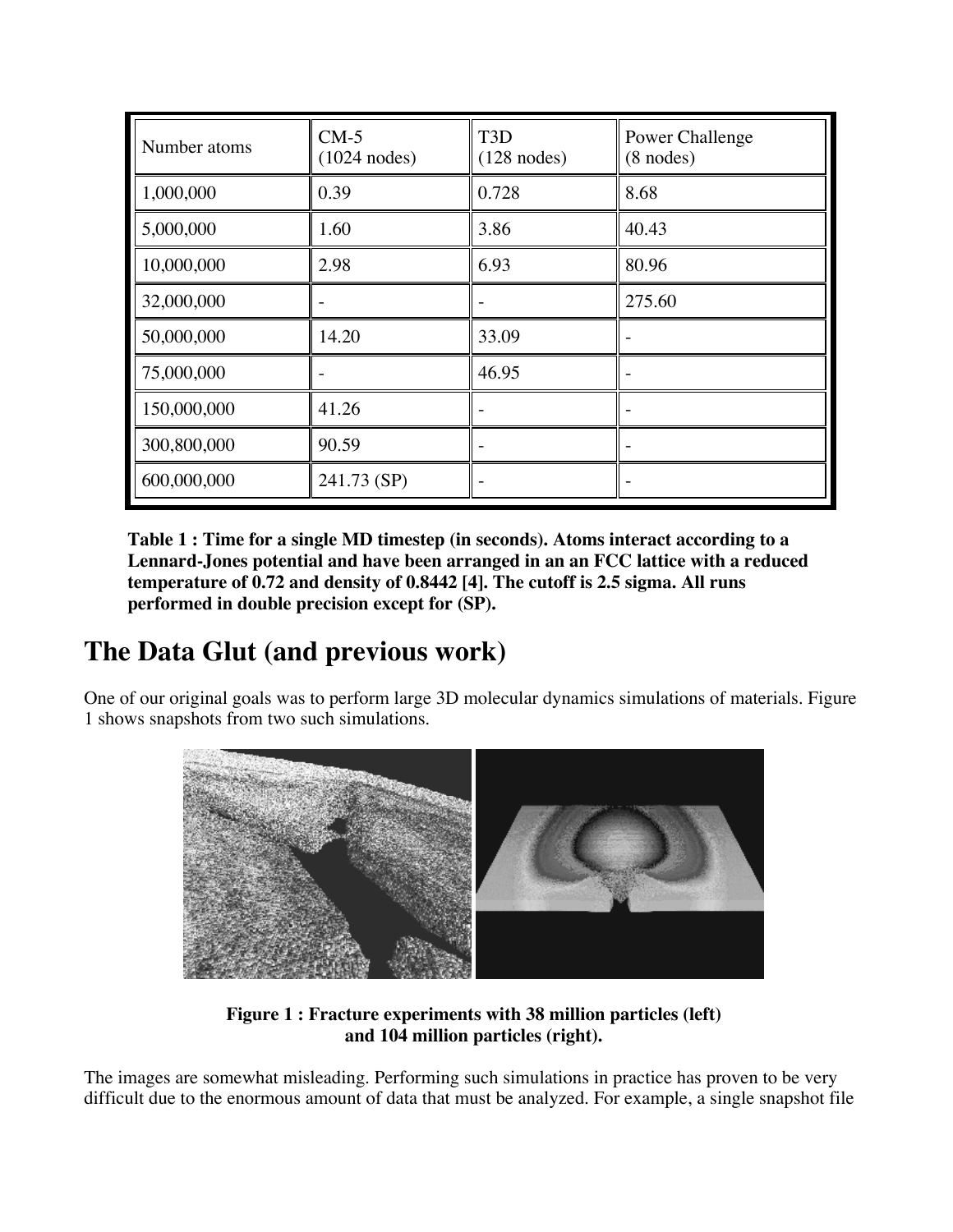| Number atoms | CM-5 (1024 nodes) | T3D (128 nodes) | Power Challenge (8 nodes) |
|---|---|---|---|
| 1,000,000 | 0.39 | 0.728 | 8.68 |
| 5,000,000 | 1.60 | 3.86 | 40.43 |
| 10,000,000 | 2.98 | 6.93 | 80.96 |
| 32,000,000 | - | - | 275.60 |
| 50,000,000 | 14.20 | 33.09 | - |
| 75,000,000 | - | 46.95 | - |
| 150,000,000 | 41.26 | - | - |
| 300,800,000 | 90.59 | - | - |
| 600,000,000 | 241.73 (SP) | - | - |

**Table 1 : Time for a single MD timestep (in seconds). Atoms interact according to a Lennard-Jones potential and have been arranged in an an FCC lattice with a reduced temperature of 0.72 and density of 0.8442 [4]. The cutoff is 2.5 sigma. All runs performed in double precision except for (SP).**

# The Data Glut (and previous work)

One of our original goals was to perform large 3D molecular dynamics simulations of materials. Figure 1 shows snapshots from two such simulations.

**Figure 1 : Fracture experiments with 38 million particles (left) and 104 million particles (right).**

The images are somewhat misleading. Performing such simulations in practice has proven to be very difficult due to the enormous amount of data that must be analyzed. For example, a single snapshot file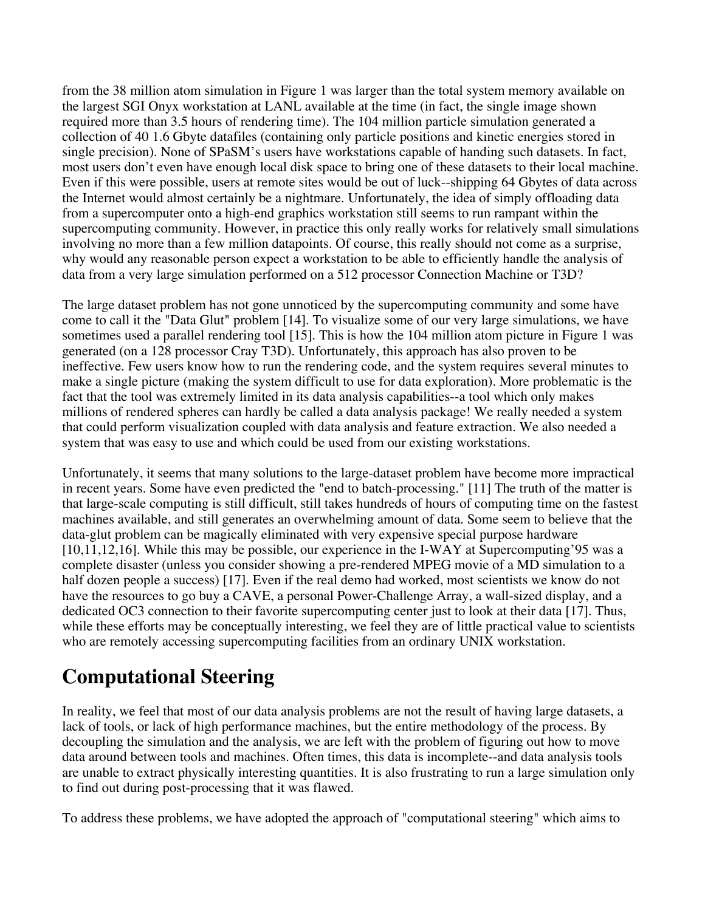from the 38 million atom simulation in Figure 1 was larger than the total system memory available on the largest SGI Onyx workstation at LANL available at the time (in fact, the single image shown required more than 3.5 hours of rendering time). The 104 million particle simulation generated a collection of 40 1.6 Gbyte datafiles (containing only particle positions and kinetic energies stored in single precision). None of SPaSM's users have workstations capable of handing such datasets. In fact, most users don't even have enough local disk space to bring one of these datasets to their local machine. Even if this were possible, users at remote sites would be out of luck--shipping 64 Gbytes of data across the Internet would almost certainly be a nightmare. Unfortunately, the idea of simply offloading data from a supercomputer onto a high-end graphics workstation still seems to run rampant within the supercomputing community. However, in practice this only really works for relatively small simulations involving no more than a few million datapoints. Of course, this really should not come as a surprise, why would any reasonable person expect a workstation to be able to efficiently handle the analysis of data from a very large simulation performed on a 512 processor Connection Machine or T3D?

The large dataset problem has not gone unnoticed by the supercomputing community and some have come to call it the "Data Glut" problem [14]. To visualize some of our very large simulations, we have sometimes used a parallel rendering tool [15]. This is how the 104 million atom picture in Figure 1 was generated (on a 128 processor Cray T3D). Unfortunately, this approach has also proven to be ineffective. Few users know how to run the rendering code, and the system requires several minutes to make a single picture (making the system difficult to use for data exploration). More problematic is the fact that the tool was extremely limited in its data analysis capabilities--a tool which only makes millions of rendered spheres can hardly be called a data analysis package! We really needed a system that could perform visualization coupled with data analysis and feature extraction. We also needed a system that was easy to use and which could be used from our existing workstations.

Unfortunately, it seems that many solutions to the large-dataset problem have become more impractical in recent years. Some have even predicted the "end to batch-processing." [11] The truth of the matter is that large-scale computing is still difficult, still takes hundreds of hours of computing time on the fastest machines available, and still generates an overwhelming amount of data. Some seem to believe that the data-glut problem can be magically eliminated with very expensive special purpose hardware [10,11,12,16]. While this may be possible, our experience in the I-WAY at Supercomputing'95 was a complete disaster (unless you consider showing a pre-rendered MPEG movie of a MD simulation to a half dozen people a success) [17]. Even if the real demo had worked, most scientists we know do not have the resources to go buy a CAVE, a personal Power-Challenge Array, a wall-sized display, and a dedicated OC3 connection to their favorite supercomputing center just to look at their data [17]. Thus, while these efforts may be conceptually interesting, we feel they are of little practical value to scientists who are remotely accessing supercomputing facilities from an ordinary UNIX workstation.

## Computational Steering

In reality, we feel that most of our data analysis problems are not the result of having large datasets, a lack of tools, or lack of high performance machines, but the entire methodology of the process. By decoupling the simulation and the analysis, we are left with the problem of figuring out how to move data around between tools and machines. Often times, this data is incomplete--and data analysis tools are unable to extract physically interesting quantities. It is also frustrating to run a large simulation only to find out during post-processing that it was flawed.

To address these problems, we have adopted the approach of "computational steering" which aims to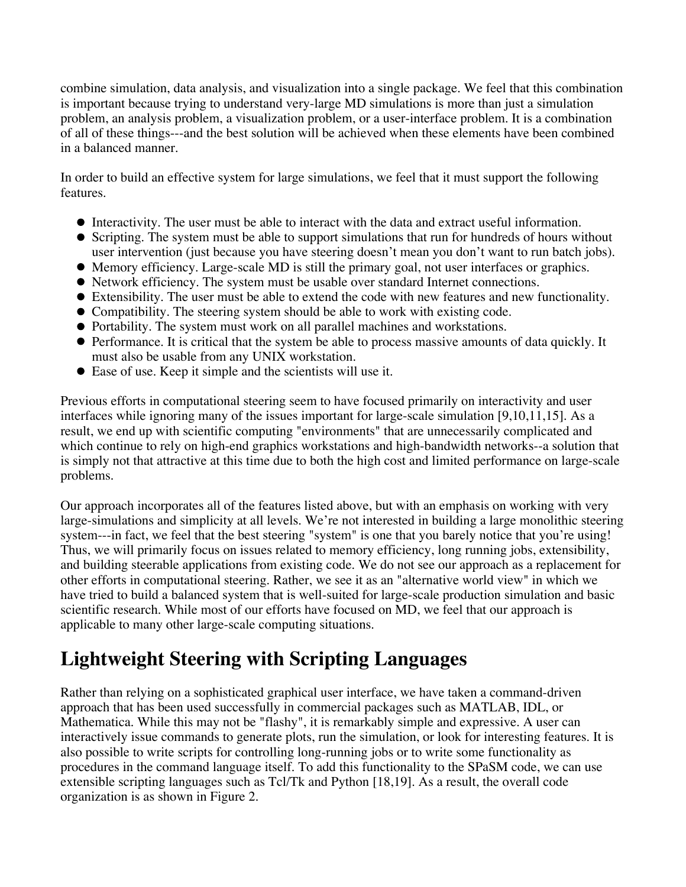combine simulation, data analysis, and visualization into a single package. We feel that this combination is important because trying to understand very-large MD simulations is more than just a simulation problem, an analysis problem, a visualization problem, or a user-interface problem. It is a combination of all of these things---and the best solution will be achieved when these elements have been combined in a balanced manner.

In order to build an effective system for large simulations, we feel that it must support the following features.

- Interactivity. The user must be able to interact with the data and extract useful information.
- Scripting. The system must be able to support simulations that run for hundreds of hours without user intervention (just because you have steering doesn't mean you don't want to run batch jobs).
- Memory efficiency. Large-scale MD is still the primary goal, not user interfaces or graphics.
- Network efficiency. The system must be usable over standard Internet connections.
- Extensibility. The user must be able to extend the code with new features and new functionality.
- Compatibility. The steering system should be able to work with existing code.
- Portability. The system must work on all parallel machines and workstations.
- Performance. It is critical that the system be able to process massive amounts of data quickly. It must also be usable from any UNIX workstation.
- Ease of use. Keep it simple and the scientists will use it.

Previous efforts in computational steering seem to have focused primarily on interactivity and user interfaces while ignoring many of the issues important for large-scale simulation [9,10,11,15]. As a result, we end up with scientific computing "environments" that are unnecessarily complicated and which continue to rely on high-end graphics workstations and high-bandwidth networks--a solution that is simply not that attractive at this time due to both the high cost and limited performance on large-scale problems.

Our approach incorporates all of the features listed above, but with an emphasis on working with very large-simulations and simplicity at all levels. We're not interested in building a large monolithic steering system---in fact, we feel that the best steering "system" is one that you barely notice that you're using! Thus, we will primarily focus on issues related to memory efficiency, long running jobs, extensibility, and building steerable applications from existing code. We do not see our approach as a replacement for other efforts in computational steering. Rather, we see it as an "alternative world view" in which we have tried to build a balanced system that is well-suited for large-scale production simulation and basic scientific research. While most of our efforts have focused on MD, we feel that our approach is applicable to many other large-scale computing situations.

# Lightweight Steering with Scripting Languages

Rather than relying on a sophisticated graphical user interface, we have taken a command-driven approach that has been used successfully in commercial packages such as MATLAB, IDL, or Mathematica. While this may not be "flashy", it is remarkably simple and expressive. A user can interactively issue commands to generate plots, run the simulation, or look for interesting features. It is also possible to write scripts for controlling long-running jobs or to write some functionality as procedures in the command language itself. To add this functionality to the SPaSM code, we can use extensible scripting languages such as Tcl/Tk and Python [18,19]. As a result, the overall code organization is as shown in Figure 2.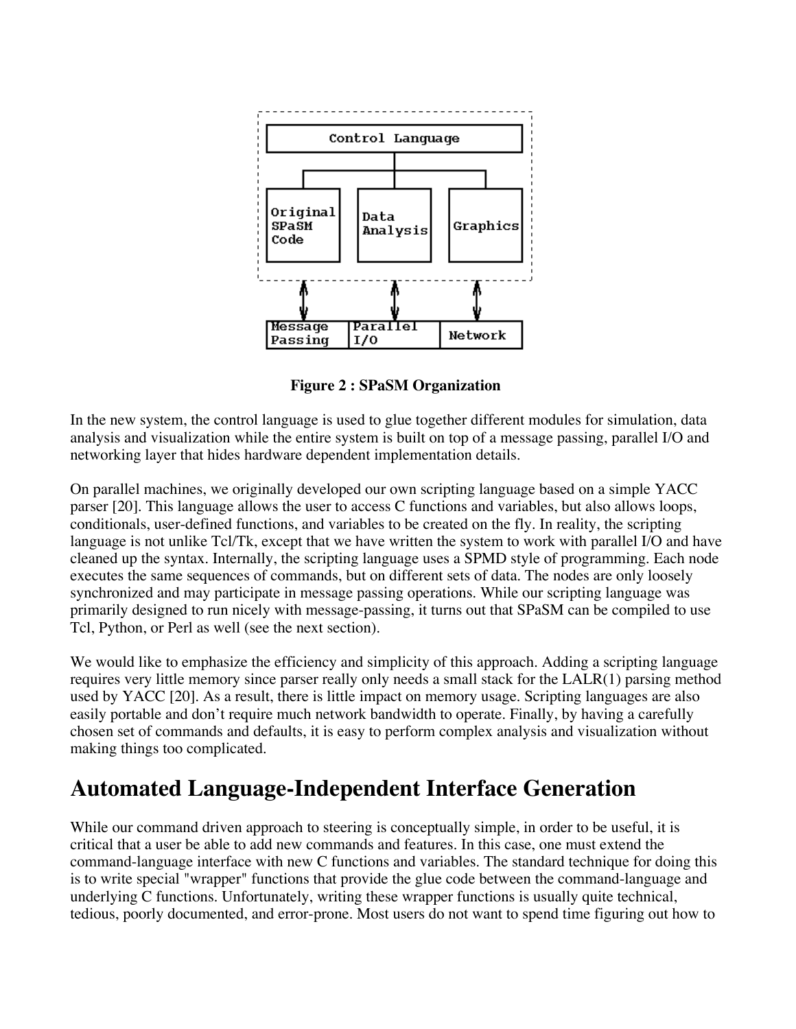**Figure 2 : SPaSM Organization**

In the new system, the control language is used to glue together different modules for simulation, data analysis and visualization while the entire system is built on top of a message passing, parallel I/O and networking layer that hides hardware dependent implementation details.

On parallel machines, we originally developed our own scripting language based on a simple YACC parser [20]. This language allows the user to access C functions and variables, but also allows loops, conditionals, user-defined functions, and variables to be created on the fly. In reality, the scripting language is not unlike Tcl/Tk, except that we have written the system to work with parallel I/O and have cleaned up the syntax. Internally, the scripting language uses a SPMD style of programming. Each node executes the same sequences of commands, but on different sets of data. The nodes are only loosely synchronized and may participate in message passing operations. While our scripting language was primarily designed to run nicely with message-passing, it turns out that SPaSM can be compiled to use Tcl, Python, or Perl as well (see the next section).

We would like to emphasize the efficiency and simplicity of this approach. Adding a scripting language requires very little memory since parser really only needs a small stack for the LALR(1) parsing method used by YACC [20]. As a result, there is little impact on memory usage. Scripting languages are also easily portable and don't require much network bandwidth to operate. Finally, by having a carefully chosen set of commands and defaults, it is easy to perform complex analysis and visualization without making things too complicated.

# Automated Language-Independent Interface Generation

While our command driven approach to steering is conceptually simple, in order to be useful, it is critical that a user be able to add new commands and features. In this case, one must extend the command-language interface with new C functions and variables. The standard technique for doing this is to write special "wrapper" functions that provide the glue code between the command-language and underlying C functions. Unfortunately, writing these wrapper functions is usually quite technical, tedious, poorly documented, and error-prone. Most users do not want to spend time figuring out how to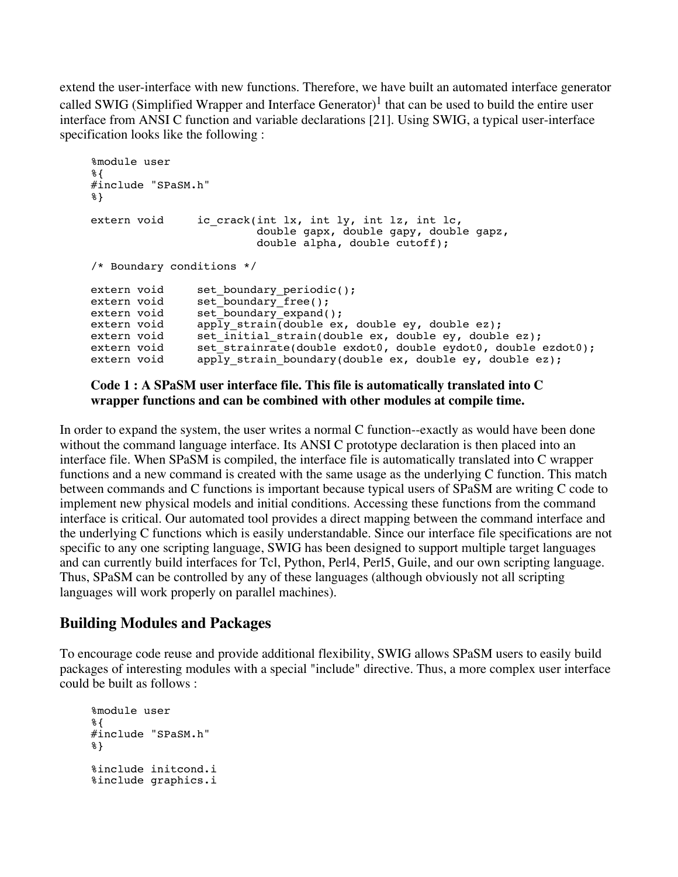extend the user-interface with new functions. Therefore, we have built an automated interface generator called SWIG (Simplified Wrapper and Interface Generator)[1] that can be used to build the entire user interface from ANSI C function and variable declarations [21]. Using SWIG, a typical user-interface specification looks like the following :

```
%module user
%{
#include "SPaSM.h"
%}

extern void     ic_crack(int lx, int ly, int lz, int lc,
                         double gapx, double gapy, double gapz,
                         double alpha, double cutoff);

/* Boundary conditions */

extern void     set_boundary_periodic();
extern void     set_boundary_free();
extern void     set_boundary_expand();
extern void     apply_strain(double ex, double ey, double ez);
extern void     set_initial_strain(double ex, double ey, double ez);
extern void     set_strainrate(double exdot0, double eydot0, double ezdot0);
extern void     apply_strain_boundary(double ex, double ey, double ez);
```

**Code 1 : A SPaSM user interface file. This file is automatically translated into C wrapper functions and can be combined with other modules at compile time.**

In order to expand the system, the user writes a normal C function--exactly as would have been done without the command language interface. Its ANSI C prototype declaration is then placed into an interface file. When SPaSM is compiled, the interface file is automatically translated into C wrapper functions and a new command is created with the same usage as the underlying C function. This match between commands and C functions is important because typical users of SPaSM are writing C code to implement new physical models and initial conditions. Accessing these functions from the command interface is critical. Our automated tool provides a direct mapping between the command interface and the underlying C functions which is easily understandable. Since our interface file specifications are not specific to any one scripting language, SWIG has been designed to support multiple target languages and can currently build interfaces for Tcl, Python, Perl4, Perl5, Guile, and our own scripting language. Thus, SPaSM can be controlled by any of these languages (although obviously not all scripting languages will work properly on parallel machines).

## Building Modules and Packages

To encourage code reuse and provide additional flexibility, SWIG allows SPaSM users to easily build packages of interesting modules with a special "include" directive. Thus, a more complex user interface could be built as follows :

```
%module user
%{
#include "SPaSM.h"
%}

%include initcond.i
%include graphics.i
```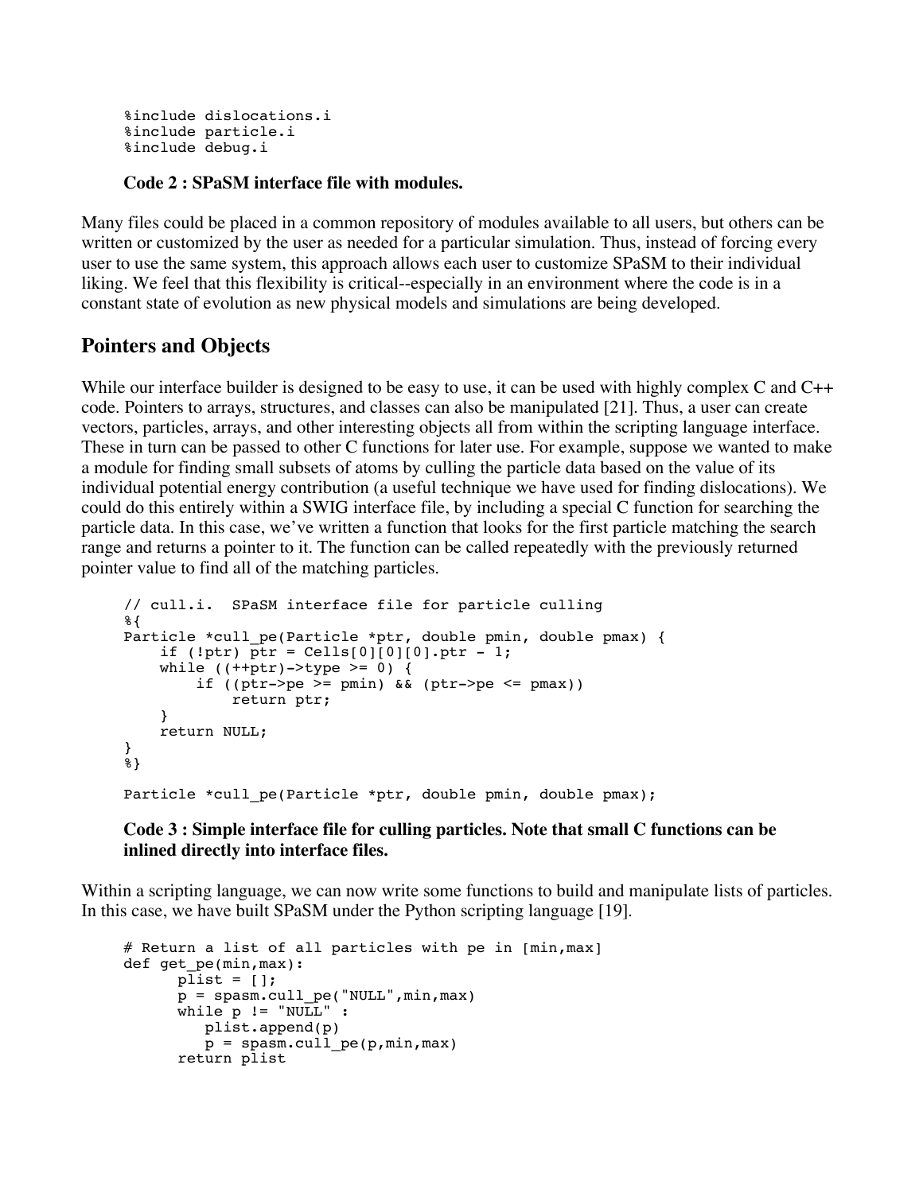```
%include dislocations.i
%include particle.i
%include debug.i
```

**Code 2 : SPaSM interface file with modules.**

Many files could be placed in a common repository of modules available to all users, but others can be written or customized by the user as needed for a particular simulation. Thus, instead of forcing every user to use the same system, this approach allows each user to customize SPaSM to their individual liking. We feel that this flexibility is critical--especially in an environment where the code is in a constant state of evolution as new physical models and simulations are being developed.

## Pointers and Objects

While our interface builder is designed to be easy to use, it can be used with highly complex C and C++ code. Pointers to arrays, structures, and classes can also be manipulated [21]. Thus, a user can create vectors, particles, arrays, and other interesting objects all from within the scripting language interface. These in turn can be passed to other C functions for later use. For example, suppose we wanted to make a module for finding small subsets of atoms by culling the particle data based on the value of its individual potential energy contribution (a useful technique we have used for finding dislocations). We could do this entirely within a SWIG interface file, by including a special C function for searching the particle data. In this case, we've written a function that looks for the first particle matching the search range and returns a pointer to it. The function can be called repeatedly with the previously returned pointer value to find all of the matching particles.

```
// cull.i.  SPaSM interface file for particle culling
%{
Particle *cull_pe(Particle *ptr, double pmin, double pmax) {
    if (!ptr) ptr = Cells[0][0][0].ptr - 1;
    while ((++ptr)->type >= 0) {
        if ((ptr->pe >= pmin) && (ptr->pe <= pmax))
            return ptr;
    }
    return NULL;
}
%}

Particle *cull_pe(Particle *ptr, double pmin, double pmax);
```

**Code 3 : Simple interface file for culling particles. Note that small C functions can be inlined directly into interface files.**

Within a scripting language, we can now write some functions to build and manipulate lists of particles. In this case, we have built SPaSM under the Python scripting language [19].

```
# Return a list of all particles with pe in [min,max]
def get_pe(min,max):
      plist = [];
      p = spasm.cull_pe("NULL",min,max)
      while p != "NULL" :
         plist.append(p)
         p = spasm.cull_pe(p,min,max)
      return plist
```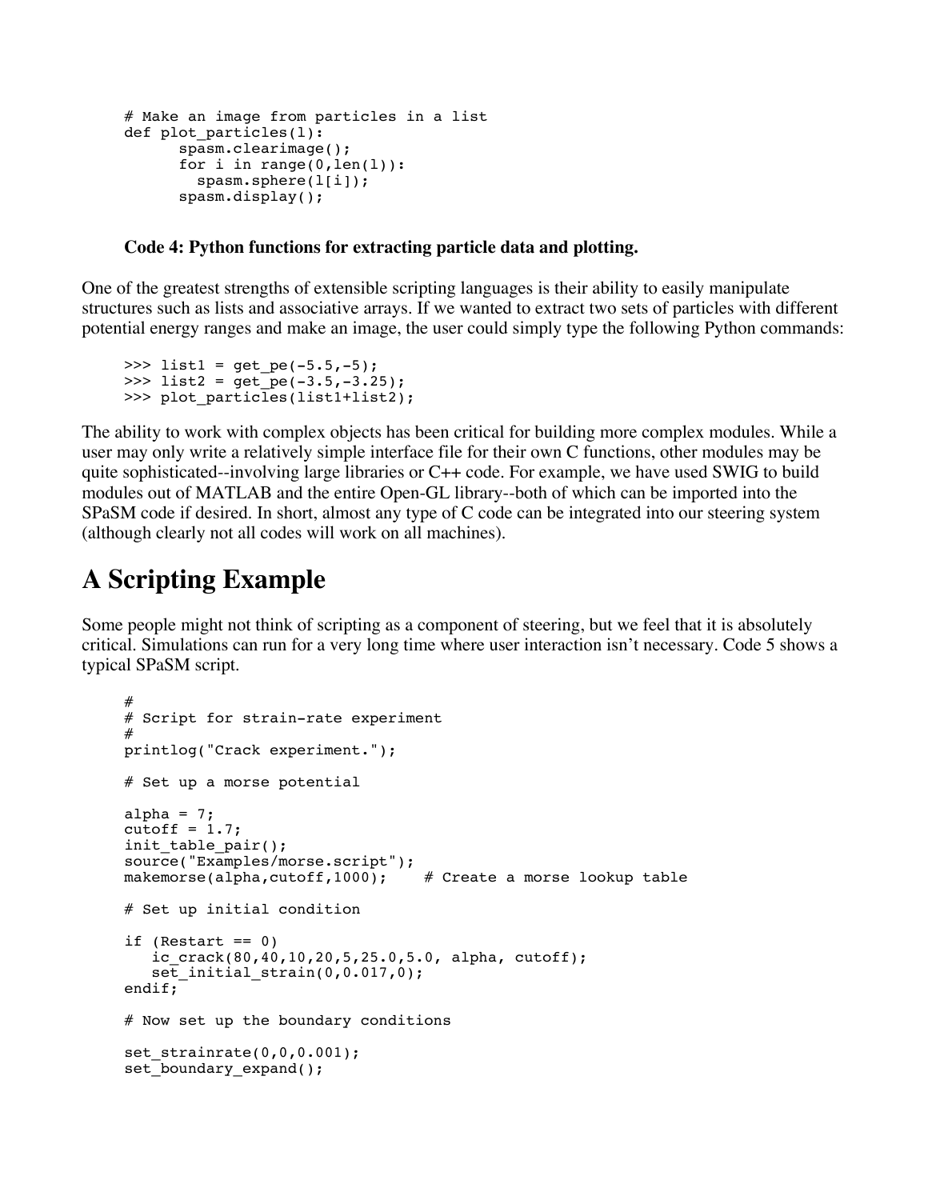```
# Make an image from particles in a list
def plot_particles(l):
      spasm.clearimage();
      for i in range(0,len(l)):
        spasm.sphere(l[i]);
      spasm.display();
```

**Code 4: Python functions for extracting particle data and plotting.**

One of the greatest strengths of extensible scripting languages is their ability to easily manipulate structures such as lists and associative arrays. If we wanted to extract two sets of particles with different potential energy ranges and make an image, the user could simply type the following Python commands:

```
>>> list1 = get_pe(-5.5,-5);
>>> list2 = get_pe(-3.5,-3.25);
>>> plot_particles(list1+list2);
```

The ability to work with complex objects has been critical for building more complex modules. While a user may only write a relatively simple interface file for their own C functions, other modules may be quite sophisticated--involving large libraries or C++ code. For example, we have used SWIG to build modules out of MATLAB and the entire Open-GL library--both of which can be imported into the SPaSM code if desired. In short, almost any type of C code can be integrated into our steering system (although clearly not all codes will work on all machines).

# A Scripting Example

Some people might not think of scripting as a component of steering, but we feel that it is absolutely critical. Simulations can run for a very long time where user interaction isn't necessary. Code 5 shows a typical SPaSM script.

```
#
# Script for strain-rate experiment
#
printlog("Crack experiment.");

# Set up a morse potential

alpha = 7;
cutoff = 1.7;
init_table_pair();
source("Examples/morse.script");
makemorse(alpha,cutoff,1000);    # Create a morse lookup table

# Set up initial condition

if (Restart == 0)
   ic_crack(80,40,10,20,5,25.0,5.0, alpha, cutoff);
   set_initial_strain(0,0.017,0);
endif;

# Now set up the boundary conditions

set_strainrate(0,0,0.001);
set_boundary_expand();
```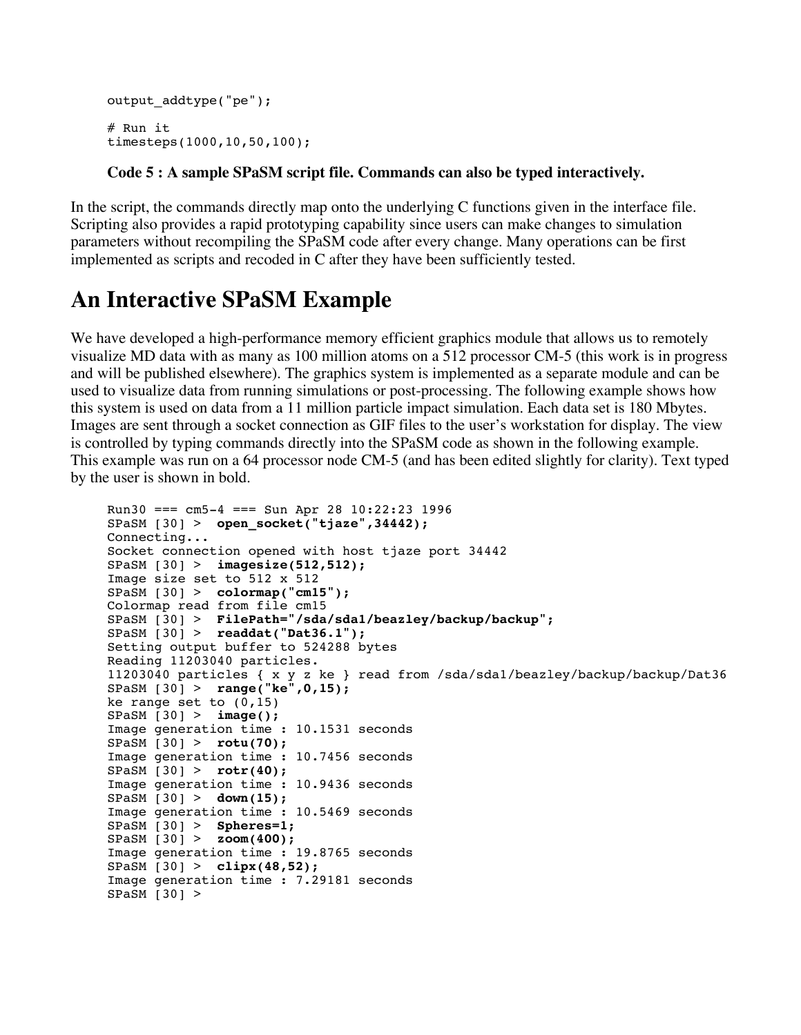```
output_addtype("pe");

# Run it
timesteps(1000,10,50,100);
```

**Code 5 : A sample SPaSM script file. Commands can also be typed interactively.**

In the script, the commands directly map onto the underlying C functions given in the interface file. Scripting also provides a rapid prototyping capability since users can make changes to simulation parameters without recompiling the SPaSM code after every change. Many operations can be first implemented as scripts and recoded in C after they have been sufficiently tested.

# An Interactive SPaSM Example

We have developed a high-performance memory efficient graphics module that allows us to remotely visualize MD data with as many as 100 million atoms on a 512 processor CM-5 (this work is in progress and will be published elsewhere). The graphics system is implemented as a separate module and can be used to visualize data from running simulations or post-processing. The following example shows how this system is used on data from a 11 million particle impact simulation. Each data set is 180 Mbytes. Images are sent through a socket connection as GIF files to the user's workstation for display. The view is controlled by typing commands directly into the SPaSM code as shown in the following example. This example was run on a 64 processor node CM-5 (and has been edited slightly for clarity). Text typed by the user is shown in bold.

```
Run30 === cm5-4 === Sun Apr 28 10:22:23 1996
SPaSM [30] >  open_socket("tjaze",34442);
Connecting...
Socket connection opened with host tjaze port 34442
SPaSM [30] >  imagesize(512,512);
Image size set to 512 x 512
SPaSM [30] >  colormap("cm15");
Colormap read from file cm15
SPaSM [30] >  FilePath="/sda/sda1/beazley/backup/backup";
SPaSM [30] >  readdat("Dat36.1");
Setting output buffer to 524288 bytes
Reading 11203040 particles.
11203040 particles { x y z ke } read from /sda/sda1/beazley/backup/backup/Dat36
SPaSM [30] >  range("ke",0,15);
ke range set to (0,15)
SPaSM [30] >  image();
Image generation time : 10.1531 seconds
SPaSM [30] >  rotu(70);
Image generation time : 10.7456 seconds
SPaSM [30] >  rotr(40);
Image generation time : 10.9436 seconds
SPaSM [30] >  down(15);
Image generation time : 10.5469 seconds
SPaSM [30] >  Spheres=1;
SPaSM [30] >  zoom(400);
Image generation time : 19.8765 seconds
SPaSM [30] >  clipx(48,52);
Image generation time : 7.29181 seconds
SPaSM [30] >
```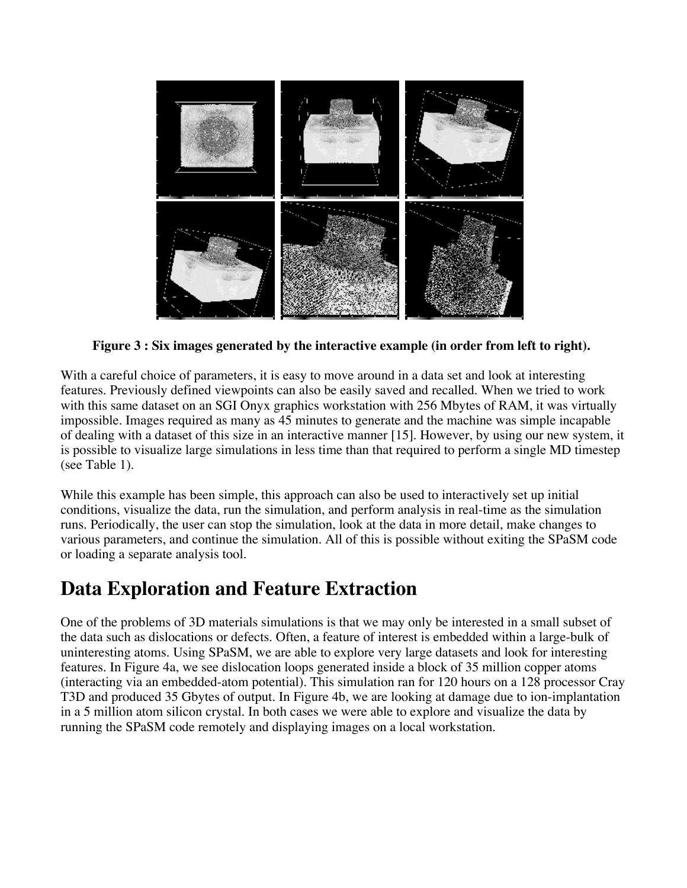**Figure 3 : Six images generated by the interactive example (in order from left to right).**

With a careful choice of parameters, it is easy to move around in a data set and look at interesting features. Previously defined viewpoints can also be easily saved and recalled. When we tried to work with this same dataset on an SGI Onyx graphics workstation with 256 Mbytes of RAM, it was virtually impossible. Images required as many as 45 minutes to generate and the machine was simple incapable of dealing with a dataset of this size in an interactive manner [15]. However, by using our new system, it is possible to visualize large simulations in less time than that required to perform a single MD timestep (see Table 1).

While this example has been simple, this approach can also be used to interactively set up initial conditions, visualize the data, run the simulation, and perform analysis in real-time as the simulation runs. Periodically, the user can stop the simulation, look at the data in more detail, make changes to various parameters, and continue the simulation. All of this is possible without exiting the SPaSM code or loading a separate analysis tool.

# Data Exploration and Feature Extraction

One of the problems of 3D materials simulations is that we may only be interested in a small subset of the data such as dislocations or defects. Often, a feature of interest is embedded within a large-bulk of uninteresting atoms. Using SPaSM, we are able to explore very large datasets and look for interesting features. In Figure 4a, we see dislocation loops generated inside a block of 35 million copper atoms (interacting via an embedded-atom potential). This simulation ran for 120 hours on a 128 processor Cray T3D and produced 35 Gbytes of output. In Figure 4b, we are looking at damage due to ion-implantation in a 5 million atom silicon crystal. In both cases we were able to explore and visualize the data by running the SPaSM code remotely and displaying images on a local workstation.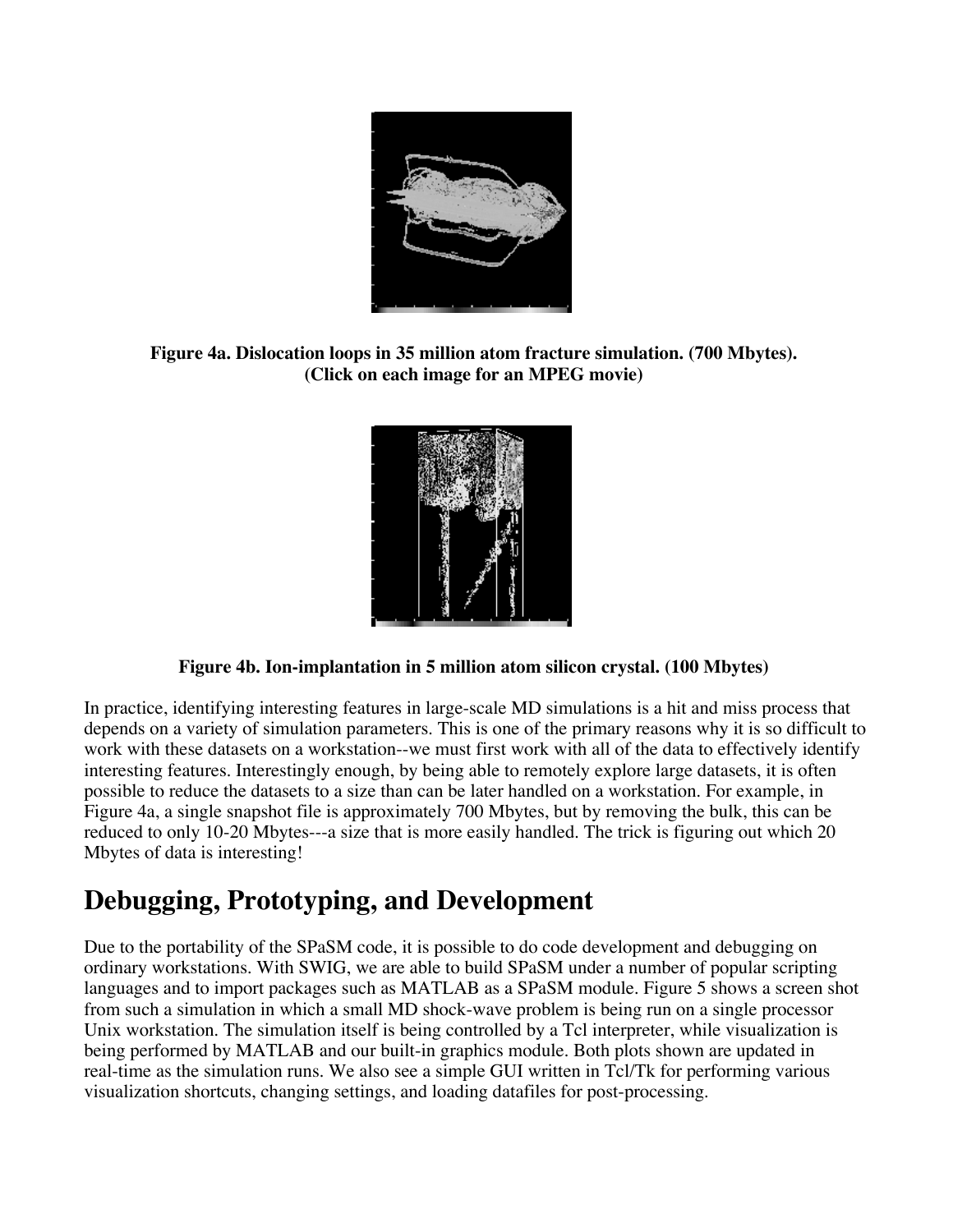**Figure 4a. Dislocation loops in 35 million atom fracture simulation. (700 Mbytes).**
**(Click on each image for an MPEG movie)**

**Figure 4b. Ion-implantation in 5 million atom silicon crystal. (100 Mbytes)**

In practice, identifying interesting features in large-scale MD simulations is a hit and miss process that depends on a variety of simulation parameters. This is one of the primary reasons why it is so difficult to work with these datasets on a workstation--we must first work with all of the data to effectively identify interesting features. Interestingly enough, by being able to remotely explore large datasets, it is often possible to reduce the datasets to a size than can be later handled on a workstation. For example, in Figure 4a, a single snapshot file is approximately 700 Mbytes, but by removing the bulk, this can be reduced to only 10-20 Mbytes---a size that is more easily handled. The trick is figuring out which 20 Mbytes of data is interesting!

# Debugging, Prototyping, and Development

Due to the portability of the SPaSM code, it is possible to do code development and debugging on ordinary workstations. With SWIG, we are able to build SPaSM under a number of popular scripting languages and to import packages such as MATLAB as a SPaSM module. Figure 5 shows a screen shot from such a simulation in which a small MD shock-wave problem is being run on a single processor Unix workstation. The simulation itself is being controlled by a Tcl interpreter, while visualization is being performed by MATLAB and our built-in graphics module. Both plots shown are updated in real-time as the simulation runs. We also see a simple GUI written in Tcl/Tk for performing various visualization shortcuts, changing settings, and loading datafiles for post-processing.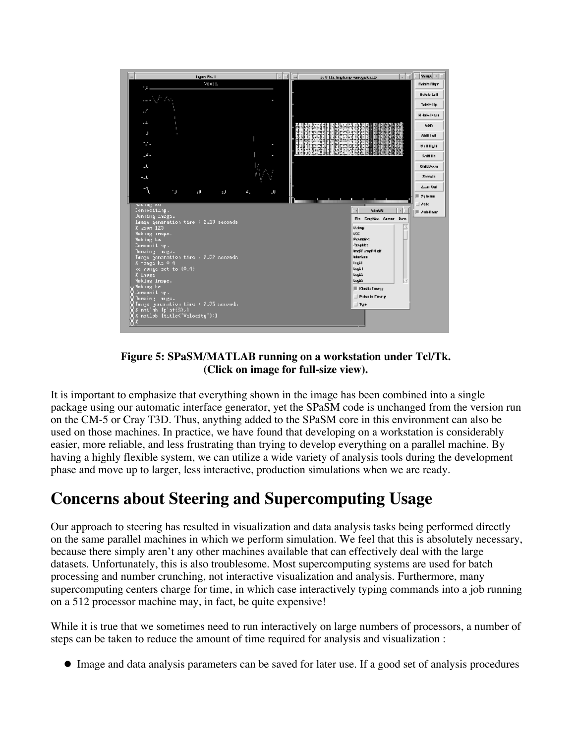**Figure 5: SPaSM/MATLAB running on a workstation under Tcl/Tk. (Click on image for full-size view).**

It is important to emphasize that everything shown in the image has been combined into a single package using our automatic interface generator, yet the SPaSM code is unchanged from the version run on the CM-5 or Cray T3D. Thus, anything added to the SPaSM core in this environment can also be used on those machines. In practice, we have found that developing on a workstation is considerably easier, more reliable, and less frustrating than trying to develop everything on a parallel machine. By having a highly flexible system, we can utilize a wide variety of analysis tools during the development phase and move up to larger, less interactive, production simulations when we are ready.

# Concerns about Steering and Supercomputing Usage

Our approach to steering has resulted in visualization and data analysis tasks being performed directly on the same parallel machines in which we perform simulation. We feel that this is absolutely necessary, because there simply aren't any other machines available that can effectively deal with the large datasets. Unfortunately, this is also troublesome. Most supercomputing systems are used for batch processing and number crunching, not interactive visualization and analysis. Furthermore, many supercomputing centers charge for time, in which case interactively typing commands into a job running on a 512 processor machine may, in fact, be quite expensive!

While it is true that we sometimes need to run interactively on large numbers of processors, a number of steps can be taken to reduce the amount of time required for analysis and visualization :

- Image and data analysis parameters can be saved for later use. If a good set of analysis procedures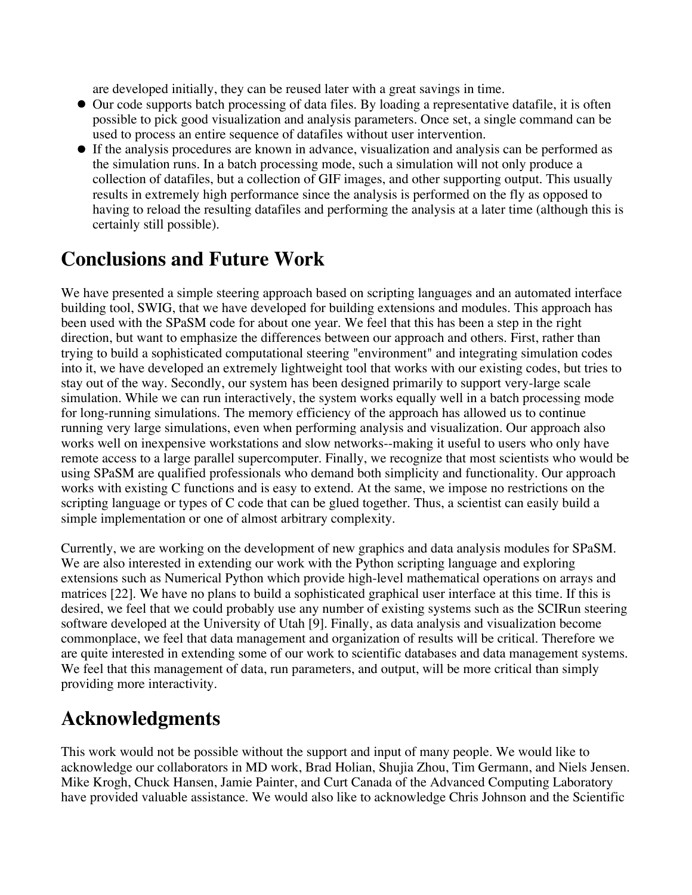are developed initially, they can be reused later with a great savings in time.

- Our code supports batch processing of data files. By loading a representative datafile, it is often possible to pick good visualization and analysis parameters. Once set, a single command can be used to process an entire sequence of datafiles without user intervention.
- If the analysis procedures are known in advance, visualization and analysis can be performed as the simulation runs. In a batch processing mode, such a simulation will not only produce a collection of datafiles, but a collection of GIF images, and other supporting output. This usually results in extremely high performance since the analysis is performed on the fly as opposed to having to reload the resulting datafiles and performing the analysis at a later time (although this is certainly still possible).

## Conclusions and Future Work

We have presented a simple steering approach based on scripting languages and an automated interface building tool, SWIG, that we have developed for building extensions and modules. This approach has been used with the SPaSM code for about one year. We feel that this has been a step in the right direction, but want to emphasize the differences between our approach and others. First, rather than trying to build a sophisticated computational steering "environment" and integrating simulation codes into it, we have developed an extremely lightweight tool that works with our existing codes, but tries to stay out of the way. Secondly, our system has been designed primarily to support very-large scale simulation. While we can run interactively, the system works equally well in a batch processing mode for long-running simulations. The memory efficiency of the approach has allowed us to continue running very large simulations, even when performing analysis and visualization. Our approach also works well on inexpensive workstations and slow networks--making it useful to users who only have remote access to a large parallel supercomputer. Finally, we recognize that most scientists who would be using SPaSM are qualified professionals who demand both simplicity and functionality. Our approach works with existing C functions and is easy to extend. At the same, we impose no restrictions on the scripting language or types of C code that can be glued together. Thus, a scientist can easily build a simple implementation or one of almost arbitrary complexity.

Currently, we are working on the development of new graphics and data analysis modules for SPaSM. We are also interested in extending our work with the Python scripting language and exploring extensions such as Numerical Python which provide high-level mathematical operations on arrays and matrices [22]. We have no plans to build a sophisticated graphical user interface at this time. If this is desired, we feel that we could probably use any number of existing systems such as the SCIRun steering software developed at the University of Utah [9]. Finally, as data analysis and visualization become commonplace, we feel that data management and organization of results will be critical. Therefore we are quite interested in extending some of our work to scientific databases and data management systems. We feel that this management of data, run parameters, and output, will be more critical than simply providing more interactivity.

## Acknowledgments

This work would not be possible without the support and input of many people. We would like to acknowledge our collaborators in MD work, Brad Holian, Shujia Zhou, Tim Germann, and Niels Jensen. Mike Krogh, Chuck Hansen, Jamie Painter, and Curt Canada of the Advanced Computing Laboratory have provided valuable assistance. We would also like to acknowledge Chris Johnson and the Scientific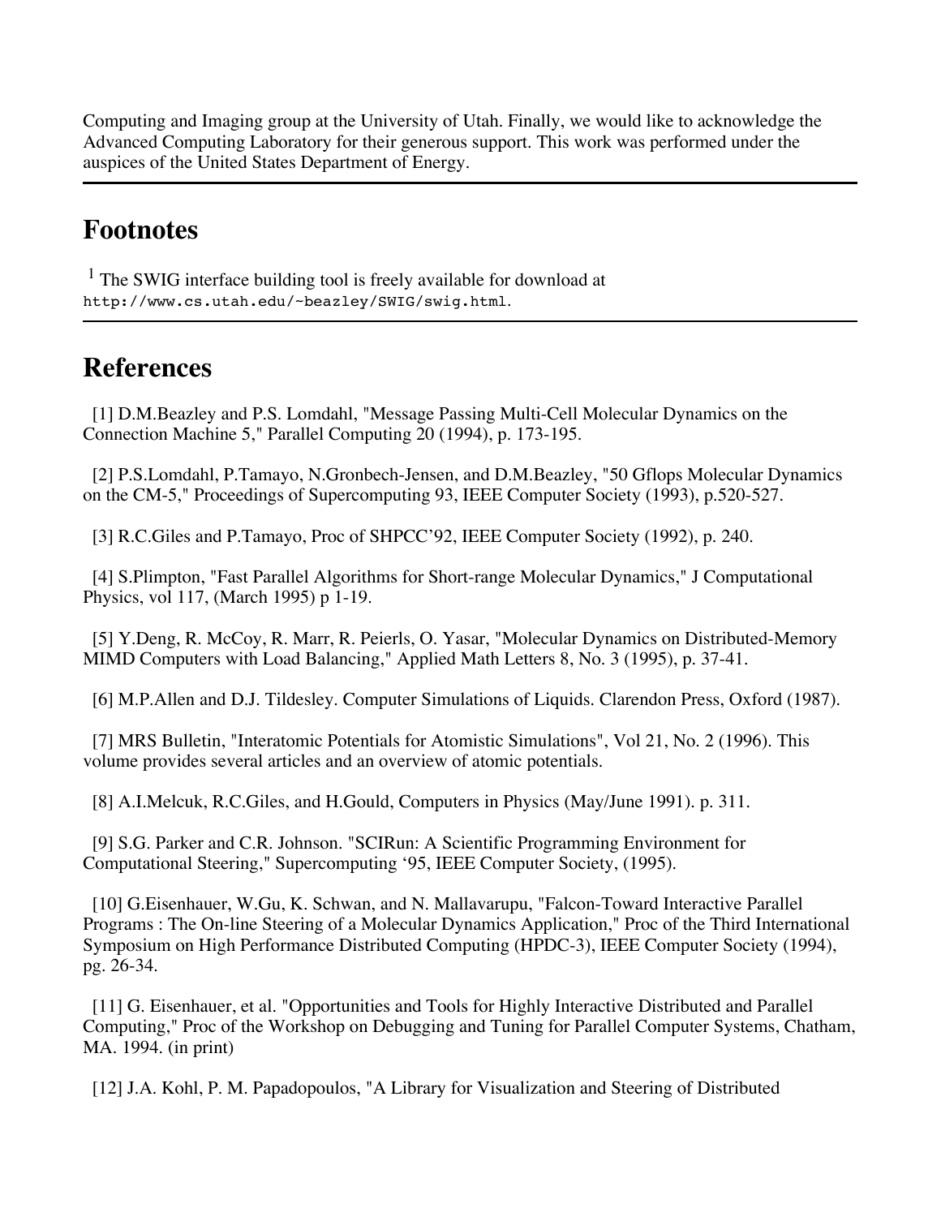Computing and Imaging group at the University of Utah. Finally, we would like to acknowledge the Advanced Computing Laboratory for their generous support. This work was performed under the auspices of the United States Department of Energy.

---

## Footnotes

[1] The SWIG interface building tool is freely available for download at `http://www.cs.utah.edu/~beazley/SWIG/swig.html`.

---

## References

[1] D.M.Beazley and P.S. Lomdahl, "Message Passing Multi-Cell Molecular Dynamics on the Connection Machine 5," Parallel Computing 20 (1994), p. 173-195.

[2] P.S.Lomdahl, P.Tamayo, N.Gronbech-Jensen, and D.M.Beazley, "50 Gflops Molecular Dynamics on the CM-5," Proceedings of Supercomputing 93, IEEE Computer Society (1993), p.520-527.

[3] R.C.Giles and P.Tamayo, Proc of SHPCC'92, IEEE Computer Society (1992), p. 240.

[4] S.Plimpton, "Fast Parallel Algorithms for Short-range Molecular Dynamics," J Computational Physics, vol 117, (March 1995) p 1-19.

[5] Y.Deng, R. McCoy, R. Marr, R. Peierls, O. Yasar, "Molecular Dynamics on Distributed-Memory MIMD Computers with Load Balancing," Applied Math Letters 8, No. 3 (1995), p. 37-41.

[6] M.P.Allen and D.J. Tildesley. Computer Simulations of Liquids. Clarendon Press, Oxford (1987).

[7] MRS Bulletin, "Interatomic Potentials for Atomistic Simulations", Vol 21, No. 2 (1996). This volume provides several articles and an overview of atomic potentials.

[8] A.I.Melcuk, R.C.Giles, and H.Gould, Computers in Physics (May/June 1991). p. 311.

[9] S.G. Parker and C.R. Johnson. "SCIRun: A Scientific Programming Environment for Computational Steering," Supercomputing '95, IEEE Computer Society, (1995).

[10] G.Eisenhauer, W.Gu, K. Schwan, and N. Mallavarupu, "Falcon-Toward Interactive Parallel Programs : The On-line Steering of a Molecular Dynamics Application," Proc of the Third International Symposium on High Performance Distributed Computing (HPDC-3), IEEE Computer Society (1994), pg. 26-34.

[11] G. Eisenhauer, et al. "Opportunities and Tools for Highly Interactive Distributed and Parallel Computing," Proc of the Workshop on Debugging and Tuning for Parallel Computer Systems, Chatham, MA. 1994. (in print)

[12] J.A. Kohl, P. M. Papadopoulos, "A Library for Visualization and Steering of Distributed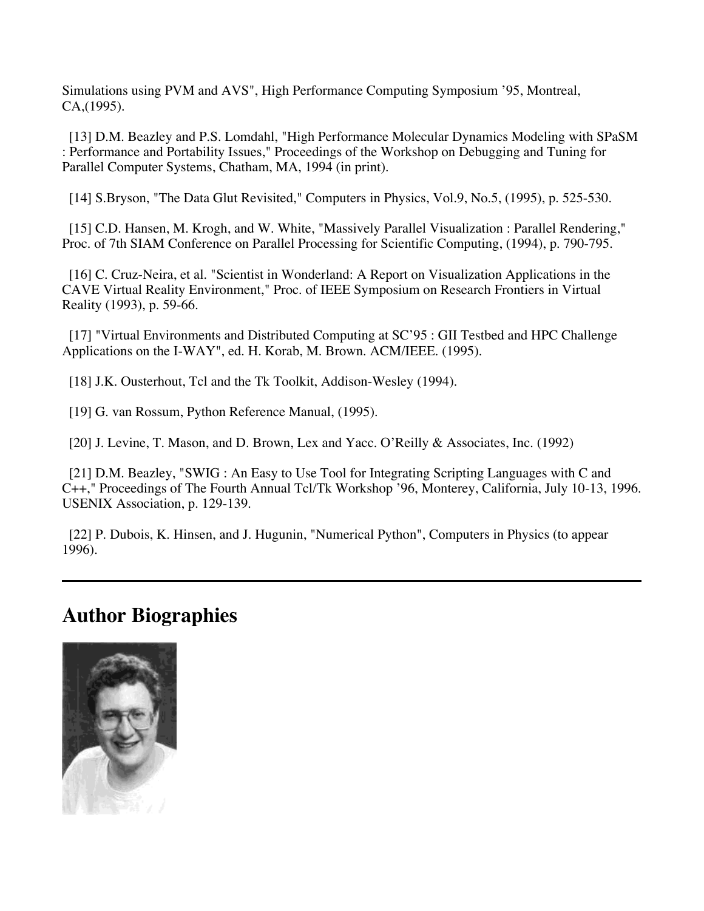Simulations using PVM and AVS", High Performance Computing Symposium '95, Montreal, CA,(1995).

[13] D.M. Beazley and P.S. Lomdahl, "High Performance Molecular Dynamics Modeling with SPaSM : Performance and Portability Issues," Proceedings of the Workshop on Debugging and Tuning for Parallel Computer Systems, Chatham, MA, 1994 (in print).

[14] S.Bryson, "The Data Glut Revisited," Computers in Physics, Vol.9, No.5, (1995), p. 525-530.

[15] C.D. Hansen, M. Krogh, and W. White, "Massively Parallel Visualization : Parallel Rendering," Proc. of 7th SIAM Conference on Parallel Processing for Scientific Computing, (1994), p. 790-795.

[16] C. Cruz-Neira, et al. "Scientist in Wonderland: A Report on Visualization Applications in the CAVE Virtual Reality Environment," Proc. of IEEE Symposium on Research Frontiers in Virtual Reality (1993), p. 59-66.

[17] "Virtual Environments and Distributed Computing at SC'95 : GII Testbed and HPC Challenge Applications on the I-WAY", ed. H. Korab, M. Brown. ACM/IEEE. (1995).

[18] J.K. Ousterhout, Tcl and the Tk Toolkit, Addison-Wesley (1994).

[19] G. van Rossum, Python Reference Manual, (1995).

[20] J. Levine, T. Mason, and D. Brown, Lex and Yacc. O'Reilly & Associates, Inc. (1992)

[21] D.M. Beazley, "SWIG : An Easy to Use Tool for Integrating Scripting Languages with C and C++," Proceedings of The Fourth Annual Tcl/Tk Workshop '96, Monterey, California, July 10-13, 1996. USENIX Association, p. 129-139.

[22] P. Dubois, K. Hinsen, and J. Hugunin, "Numerical Python", Computers in Physics (to appear 1996).

---

## Author Biographies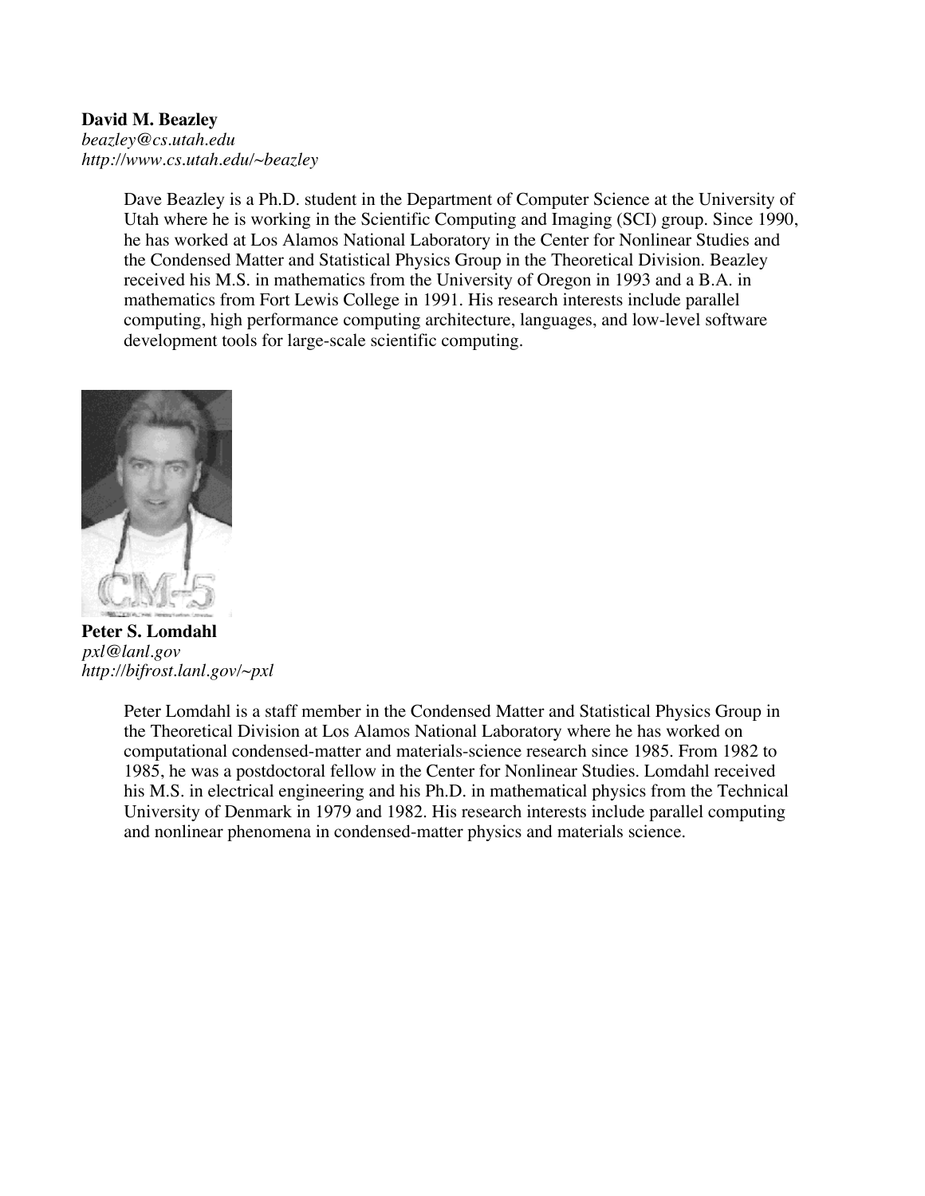**David M. Beazley**
*beazley@cs.utah.edu*
*http://www.cs.utah.edu/~beazley*

Dave Beazley is a Ph.D. student in the Department of Computer Science at the University of Utah where he is working in the Scientific Computing and Imaging (SCI) group. Since 1990, he has worked at Los Alamos National Laboratory in the Center for Nonlinear Studies and the Condensed Matter and Statistical Physics Group in the Theoretical Division. Beazley received his M.S. in mathematics from the University of Oregon in 1993 and a B.A. in mathematics from Fort Lewis College in 1991. His research interests include parallel computing, high performance computing architecture, languages, and low-level software development tools for large-scale scientific computing.

**Peter S. Lomdahl**
*pxl@lanl.gov*
*http://bifrost.lanl.gov/~pxl*

Peter Lomdahl is a staff member in the Condensed Matter and Statistical Physics Group in the Theoretical Division at Los Alamos National Laboratory where he has worked on computational condensed-matter and materials-science research since 1985. From 1982 to 1985, he was a postdoctoral fellow in the Center for Nonlinear Studies. Lomdahl received his M.S. in electrical engineering and his Ph.D. in mathematical physics from the Technical University of Denmark in 1979 and 1982. His research interests include parallel computing and nonlinear phenomena in condensed-matter physics and materials science.